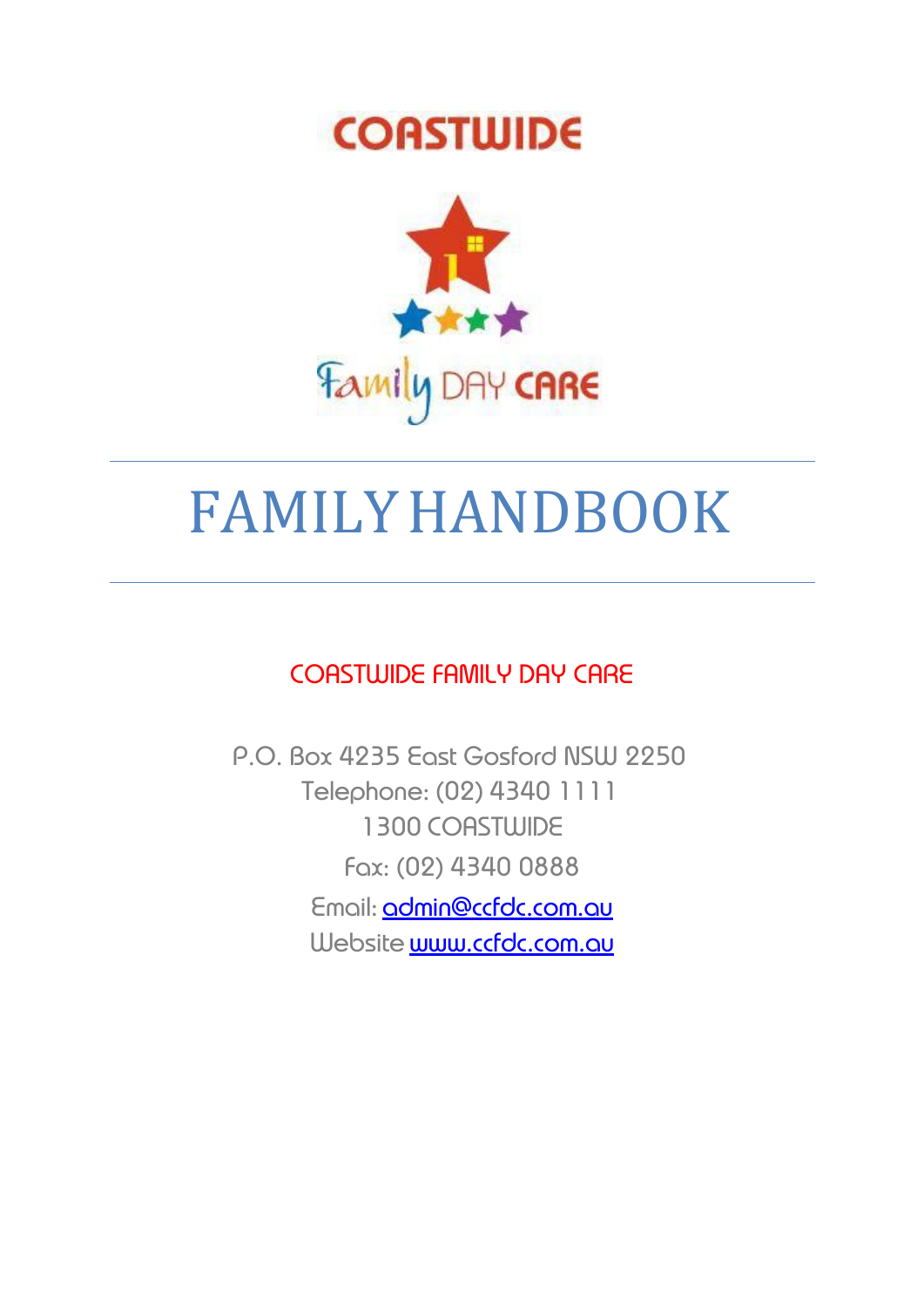COASTWIDE

Family DAY CARE

# FAMILY HANDBOOK

COASTWIDE FAMILY DAY CARE

P.O. Box 4235 East Gosford NSW 2250

Telephone: (02) 4340 1111

1300 COASTWIDE

Fax: (02) 4340 0888

Email: admin@ccfdc.com.au

Website www.ccfdc.com.au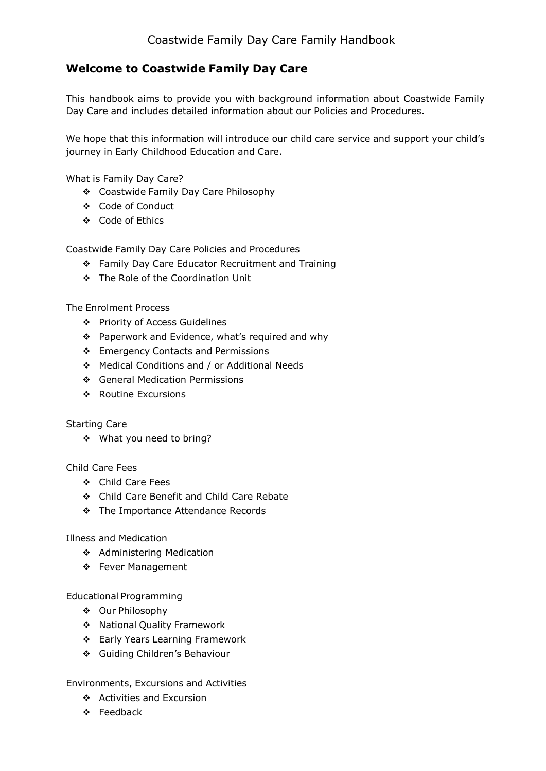## Welcome to Coastwide Family Day Care

This handbook aims to provide you with background information about Coastwide Family Day Care and includes detailed information about our Policies and Procedures.

We hope that this information will introduce our child care service and support your child's journey in Early Childhood Education and Care.

What is Family Day Care?

- Coastwide Family Day Care Philosophy
- Code of Conduct
- Code of Ethics

Coastwide Family Day Care Policies and Procedures

- Family Day Care Educator Recruitment and Training
- The Role of the Coordination Unit

The Enrolment Process

- Priority of Access Guidelines
- Paperwork and Evidence, what's required and why
- Emergency Contacts and Permissions
- Medical Conditions and / or Additional Needs
- General Medication Permissions
- Routine Excursions

Starting Care

- What you need to bring?

Child Care Fees

- Child Care Fees
- Child Care Benefit and Child Care Rebate
- The Importance Attendance Records

Illness and Medication

- Administering Medication
- Fever Management

Educational Programming

- Our Philosophy
- National Quality Framework
- Early Years Learning Framework
- Guiding Children's Behaviour

Environments, Excursions and Activities

- Activities and Excursion
- Feedback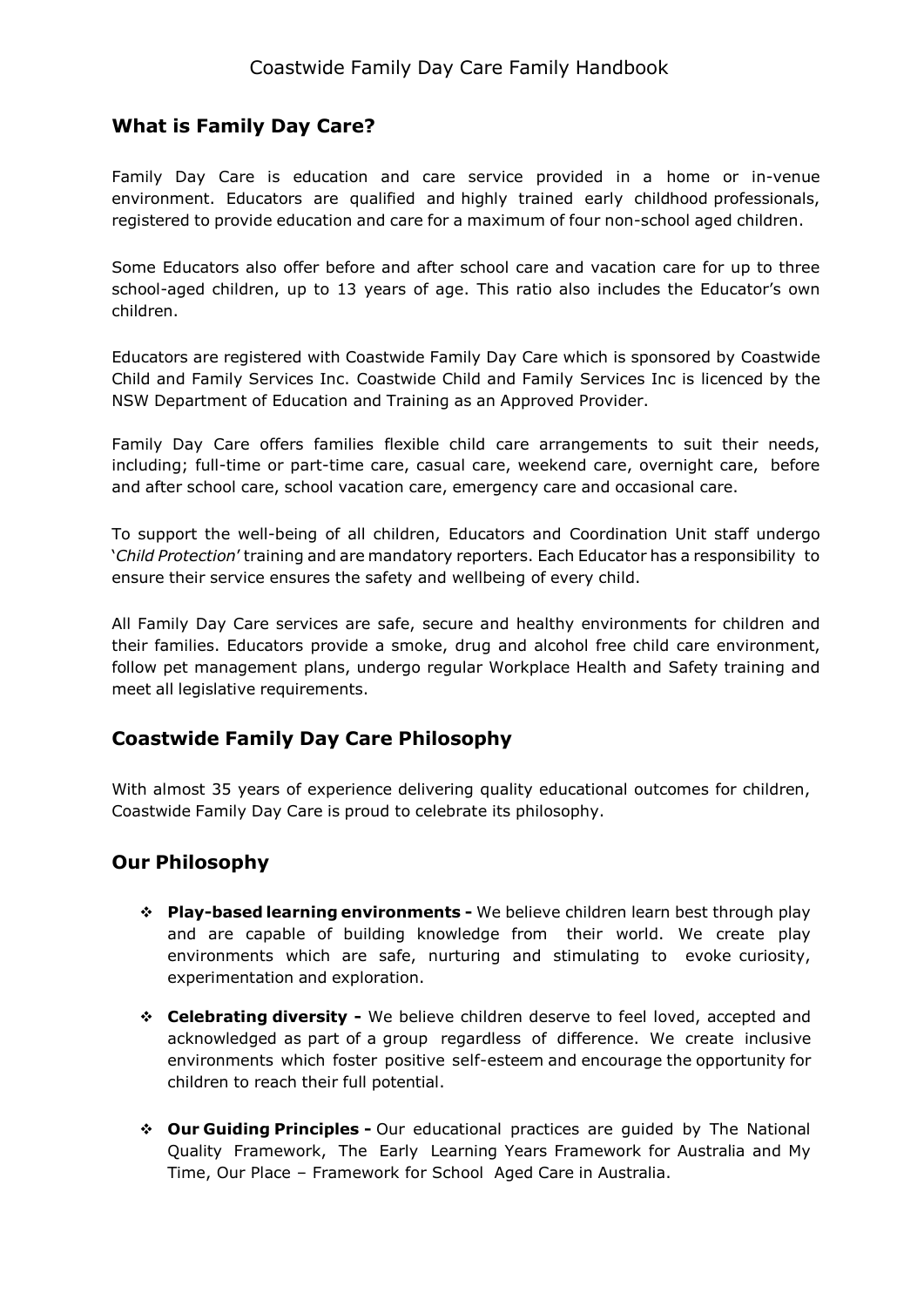## What is Family Day Care?

Family Day Care is education and care service provided in a home or in-venue environment. Educators are qualified and highly trained early childhood professionals, registered to provide education and care for a maximum of four non-school aged children.

Some Educators also offer before and after school care and vacation care for up to three school-aged children, up to 13 years of age. This ratio also includes the Educator's own children.

Educators are registered with Coastwide Family Day Care which is sponsored by Coastwide Child and Family Services Inc. Coastwide Child and Family Services Inc is licenced by the NSW Department of Education and Training as an Approved Provider.

Family Day Care offers families flexible child care arrangements to suit their needs, including; full-time or part-time care, casual care, weekend care, overnight care, before and after school care, school vacation care, emergency care and occasional care.

To support the well-being of all children, Educators and Coordination Unit staff undergo '*Child Protection*' training and are mandatory reporters. Each Educator has a responsibility to ensure their service ensures the safety and wellbeing of every child.

All Family Day Care services are safe, secure and healthy environments for children and their families. Educators provide a smoke, drug and alcohol free child care environment, follow pet management plans, undergo regular Workplace Health and Safety training and meet all legislative requirements.

## Coastwide Family Day Care Philosophy

With almost 35 years of experience delivering quality educational outcomes for children, Coastwide Family Day Care is proud to celebrate its philosophy.

## Our Philosophy

- **Play-based learning environments -** We believe children learn best through play and are capable of building knowledge from their world. We create play environments which are safe, nurturing and stimulating to evoke curiosity, experimentation and exploration.
- **Celebrating diversity -** We believe children deserve to feel loved, accepted and acknowledged as part of a group regardless of difference. We create inclusive environments which foster positive self-esteem and encourage the opportunity for children to reach their full potential.
- **Our Guiding Principles -** Our educational practices are guided by The National Quality Framework, The Early Learning Years Framework for Australia and My Time, Our Place – Framework for School Aged Care in Australia.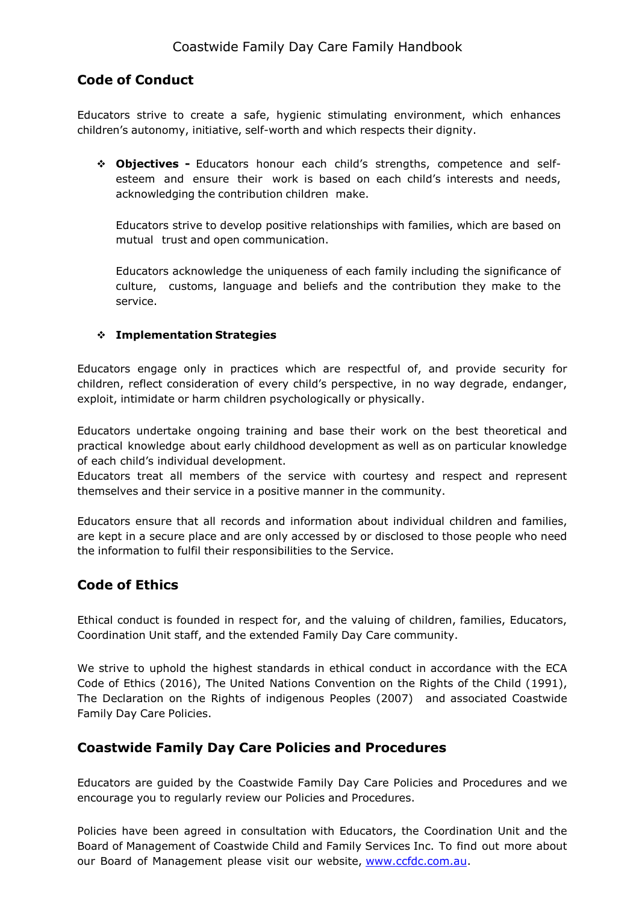## Code of Conduct

Educators strive to create a safe, hygienic stimulating environment, which enhances children's autonomy, initiative, self-worth and which respects their dignity.

- **Objectives -** Educators honour each child's strengths, competence and self-esteem and ensure their work is based on each child's interests and needs, acknowledging the contribution children make.

  Educators strive to develop positive relationships with families, which are based on mutual trust and open communication.

  Educators acknowledge the uniqueness of each family including the significance of culture, customs, language and beliefs and the contribution they make to the service.

- **Implementation Strategies**

Educators engage only in practices which are respectful of, and provide security for children, reflect consideration of every child's perspective, in no way degrade, endanger, exploit, intimidate or harm children psychologically or physically.

Educators undertake ongoing training and base their work on the best theoretical and practical knowledge about early childhood development as well as on particular knowledge of each child's individual development.
Educators treat all members of the service with courtesy and respect and represent themselves and their service in a positive manner in the community.

Educators ensure that all records and information about individual children and families, are kept in a secure place and are only accessed by or disclosed to those people who need the information to fulfil their responsibilities to the Service.

## Code of Ethics

Ethical conduct is founded in respect for, and the valuing of children, families, Educators, Coordination Unit staff, and the extended Family Day Care community.

We strive to uphold the highest standards in ethical conduct in accordance with the ECA Code of Ethics (2016), The United Nations Convention on the Rights of the Child (1991), The Declaration on the Rights of indigenous Peoples (2007) and associated Coastwide Family Day Care Policies.

## Coastwide Family Day Care Policies and Procedures

Educators are guided by the Coastwide Family Day Care Policies and Procedures and we encourage you to regularly review our Policies and Procedures.

Policies have been agreed in consultation with Educators, the Coordination Unit and the Board of Management of Coastwide Child and Family Services Inc. To find out more about our Board of Management please visit our website, www.ccfdc.com.au.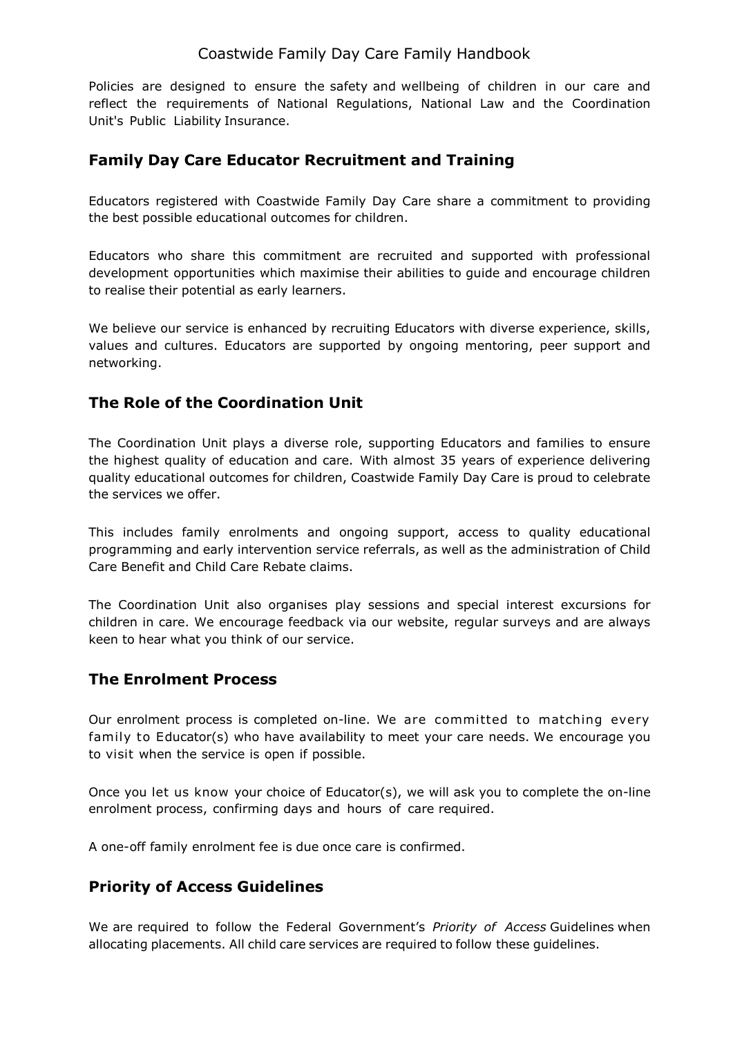Policies are designed to ensure the safety and wellbeing of children in our care and reflect the requirements of National Regulations, National Law and the Coordination Unit's Public Liability Insurance.

## Family Day Care Educator Recruitment and Training

Educators registered with Coastwide Family Day Care share a commitment to providing the best possible educational outcomes for children.

Educators who share this commitment are recruited and supported with professional development opportunities which maximise their abilities to guide and encourage children to realise their potential as early learners.

We believe our service is enhanced by recruiting Educators with diverse experience, skills, values and cultures. Educators are supported by ongoing mentoring, peer support and networking.

## The Role of the Coordination Unit

The Coordination Unit plays a diverse role, supporting Educators and families to ensure the highest quality of education and care. With almost 35 years of experience delivering quality educational outcomes for children, Coastwide Family Day Care is proud to celebrate the services we offer.

This includes family enrolments and ongoing support, access to quality educational programming and early intervention service referrals, as well as the administration of Child Care Benefit and Child Care Rebate claims.

The Coordination Unit also organises play sessions and special interest excursions for children in care. We encourage feedback via our website, regular surveys and are always keen to hear what you think of our service.

## The Enrolment Process

Our enrolment process is completed on-line. We are committed to matching every family to Educator(s) who have availability to meet your care needs. We encourage you to visit when the service is open if possible.

Once you let us know your choice of Educator(s), we will ask you to complete the on-line enrolment process, confirming days and hours of care required.

A one-off family enrolment fee is due once care is confirmed.

## Priority of Access Guidelines

We are required to follow the Federal Government's *Priority of Access* Guidelines when allocating placements. All child care services are required to follow these guidelines.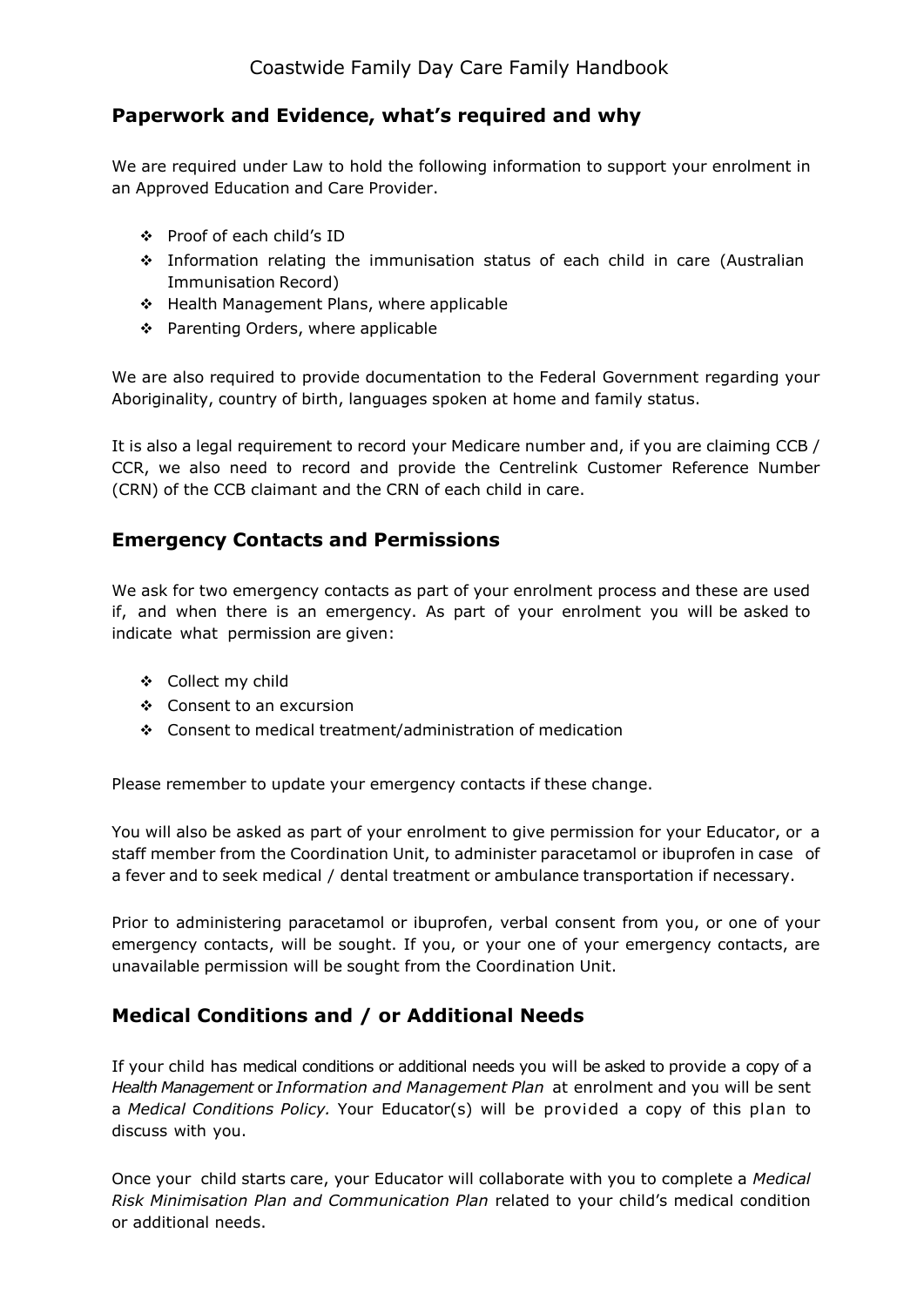## Paperwork and Evidence, what's required and why

We are required under Law to hold the following information to support your enrolment in an Approved Education and Care Provider.

- Proof of each child's ID
- Information relating the immunisation status of each child in care (Australian Immunisation Record)
- Health Management Plans, where applicable
- Parenting Orders, where applicable

We are also required to provide documentation to the Federal Government regarding your Aboriginality, country of birth, languages spoken at home and family status.

It is also a legal requirement to record your Medicare number and, if you are claiming CCB / CCR, we also need to record and provide the Centrelink Customer Reference Number (CRN) of the CCB claimant and the CRN of each child in care.

## Emergency Contacts and Permissions

We ask for two emergency contacts as part of your enrolment process and these are used if, and when there is an emergency. As part of your enrolment you will be asked to indicate what permission are given:

- Collect my child
- Consent to an excursion
- Consent to medical treatment/administration of medication

Please remember to update your emergency contacts if these change.

You will also be asked as part of your enrolment to give permission for your Educator, or a staff member from the Coordination Unit, to administer paracetamol or ibuprofen in case of a fever and to seek medical / dental treatment or ambulance transportation if necessary.

Prior to administering paracetamol or ibuprofen, verbal consent from you, or one of your emergency contacts, will be sought. If you, or your one of your emergency contacts, are unavailable permission will be sought from the Coordination Unit.

## Medical Conditions and / or Additional Needs

If your child has medical conditions or additional needs you will be asked to provide a copy of a *Health Management* or *Information and Management Plan* at enrolment and you will be sent a *Medical Conditions Policy.* Your Educator(s) will be provided a copy of this plan to discuss with you.

Once your child starts care, your Educator will collaborate with you to complete a *Medical Risk Minimisation Plan and Communication Plan* related to your child's medical condition or additional needs.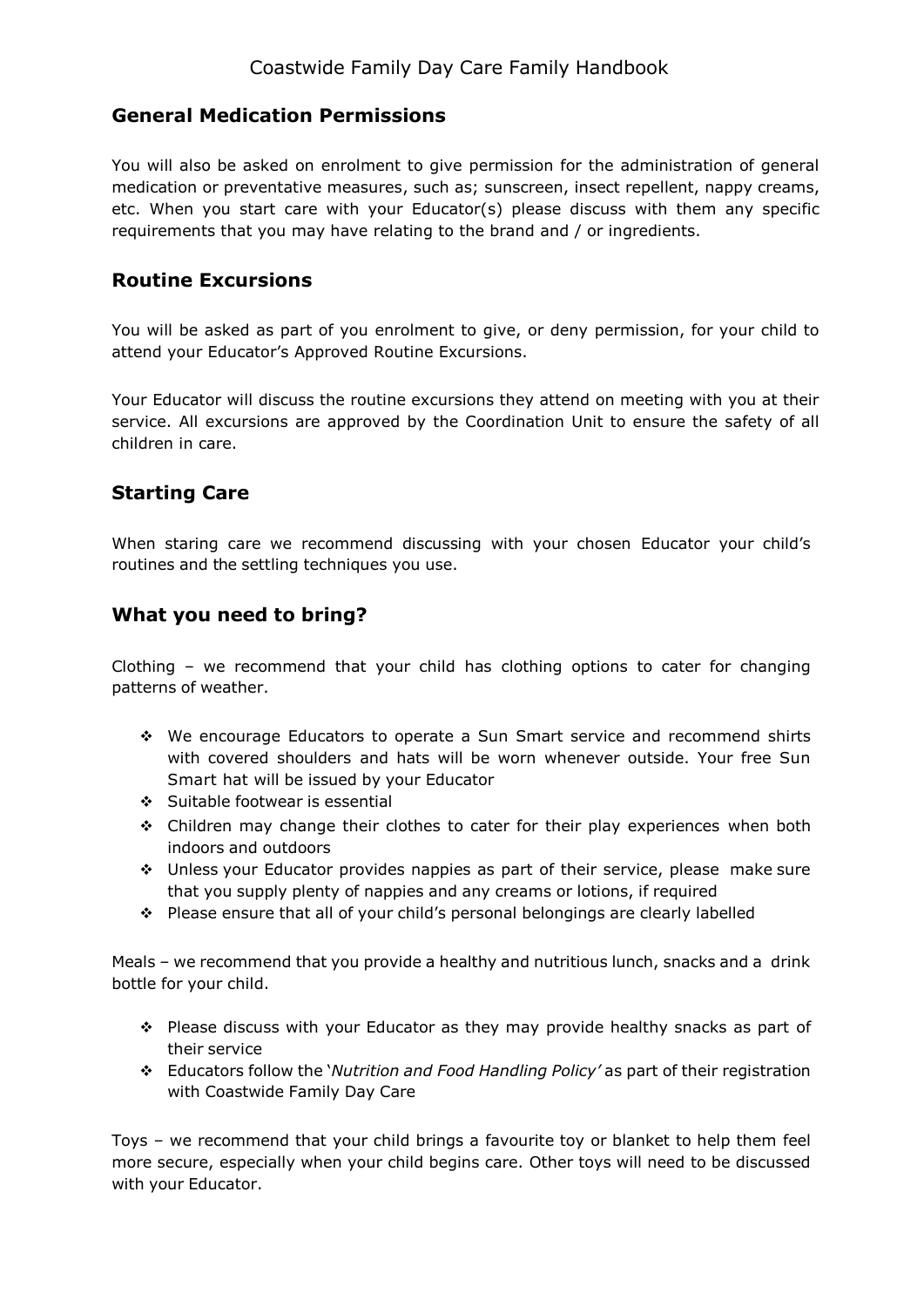## General Medication Permissions

You will also be asked on enrolment to give permission for the administration of general medication or preventative measures, such as; sunscreen, insect repellent, nappy creams, etc. When you start care with your Educator(s) please discuss with them any specific requirements that you may have relating to the brand and / or ingredients.

## Routine Excursions

You will be asked as part of you enrolment to give, or deny permission, for your child to attend your Educator's Approved Routine Excursions.

Your Educator will discuss the routine excursions they attend on meeting with you at their service. All excursions are approved by the Coordination Unit to ensure the safety of all children in care.

## Starting Care

When staring care we recommend discussing with your chosen Educator your child's routines and the settling techniques you use.

## What you need to bring?

Clothing – we recommend that your child has clothing options to cater for changing patterns of weather.

- We encourage Educators to operate a Sun Smart service and recommend shirts with covered shoulders and hats will be worn whenever outside. Your free Sun Smart hat will be issued by your Educator
- Suitable footwear is essential
- Children may change their clothes to cater for their play experiences when both indoors and outdoors
- Unless your Educator provides nappies as part of their service, please make sure that you supply plenty of nappies and any creams or lotions, if required
- Please ensure that all of your child's personal belongings are clearly labelled

Meals – we recommend that you provide a healthy and nutritious lunch, snacks and a drink bottle for your child.

- Please discuss with your Educator as they may provide healthy snacks as part of their service
- Educators follow the '*Nutrition and Food Handling Policy'* as part of their registration with Coastwide Family Day Care

Toys – we recommend that your child brings a favourite toy or blanket to help them feel more secure, especially when your child begins care. Other toys will need to be discussed with your Educator.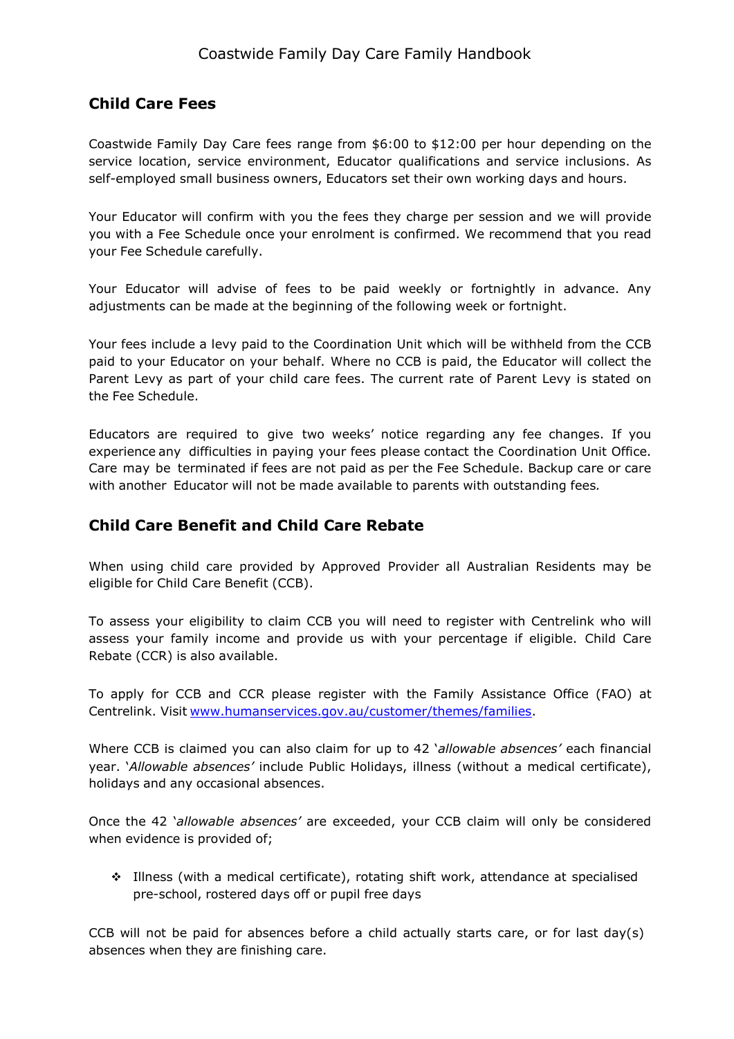## Child Care Fees

Coastwide Family Day Care fees range from $6:00 to $12:00 per hour depending on the service location, service environment, Educator qualifications and service inclusions. As self-employed small business owners, Educators set their own working days and hours.

Your Educator will confirm with you the fees they charge per session and we will provide you with a Fee Schedule once your enrolment is confirmed. We recommend that you read your Fee Schedule carefully.

Your Educator will advise of fees to be paid weekly or fortnightly in advance. Any adjustments can be made at the beginning of the following week or fortnight.

Your fees include a levy paid to the Coordination Unit which will be withheld from the CCB paid to your Educator on your behalf. Where no CCB is paid, the Educator will collect the Parent Levy as part of your child care fees. The current rate of Parent Levy is stated on the Fee Schedule.

Educators are required to give two weeks' notice regarding any fee changes. If you experience any difficulties in paying your fees please contact the Coordination Unit Office. Care may be terminated if fees are not paid as per the Fee Schedule. Backup care or care with another Educator will not be made available to parents with outstanding fees.

## Child Care Benefit and Child Care Rebate

When using child care provided by Approved Provider all Australian Residents may be eligible for Child Care Benefit (CCB).

To assess your eligibility to claim CCB you will need to register with Centrelink who will assess your family income and provide us with your percentage if eligible. Child Care Rebate (CCR) is also available.

To apply for CCB and CCR please register with the Family Assistance Office (FAO) at Centrelink. Visit [www.humanservices.gov.au/customer/themes/families](www.humanservices.gov.au/customer/themes/families).

Where CCB is claimed you can also claim for up to 42 '*allowable absences*' each financial year. '*Allowable absences*' include Public Holidays, illness (without a medical certificate), holidays and any occasional absences.

Once the 42 '*allowable absences*' are exceeded, your CCB claim will only be considered when evidence is provided of;

- Illness (with a medical certificate), rotating shift work, attendance at specialised pre-school, rostered days off or pupil free days

CCB will not be paid for absences before a child actually starts care, or for last day(s) absences when they are finishing care.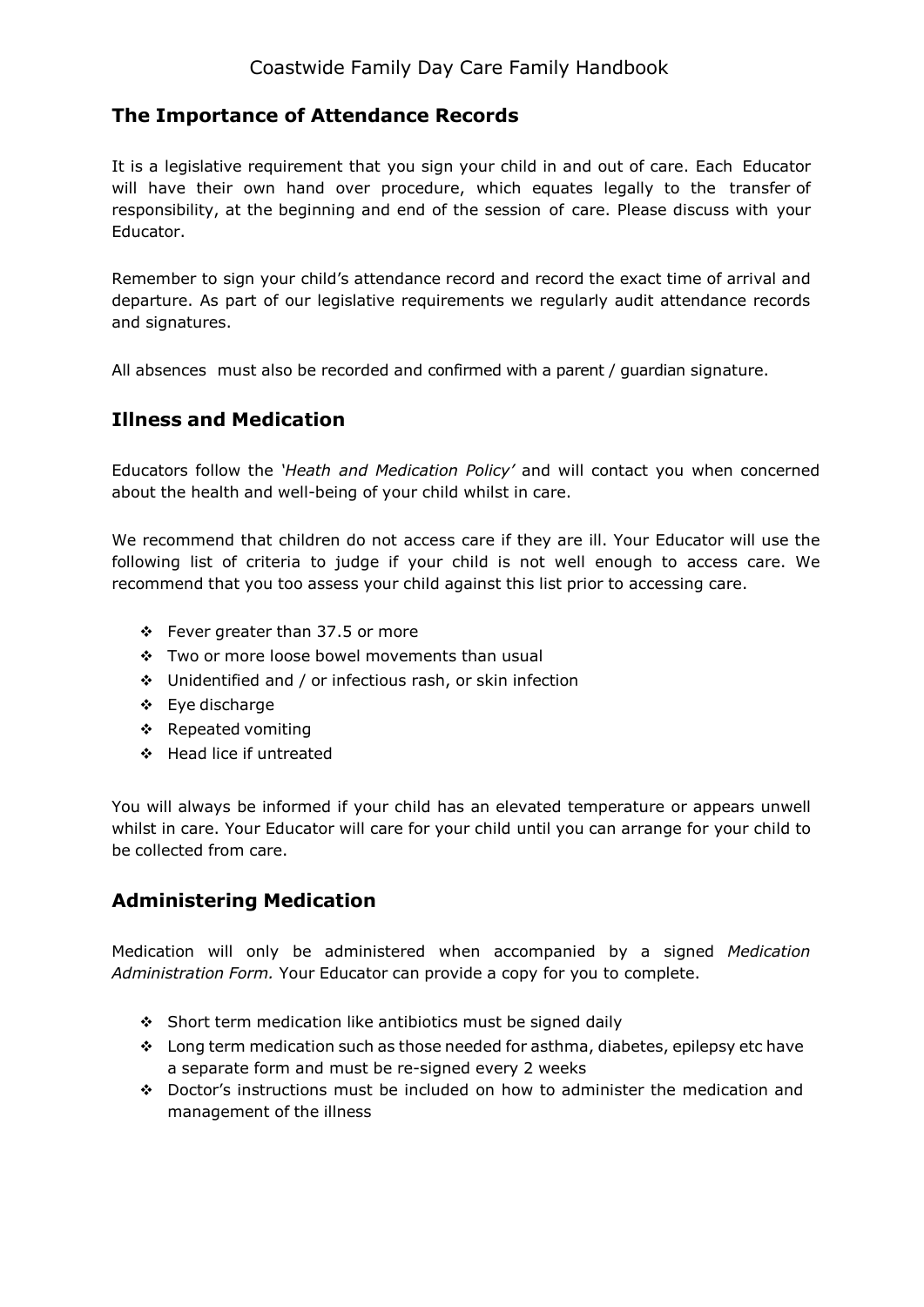## The Importance of Attendance Records

It is a legislative requirement that you sign your child in and out of care. Each Educator will have their own hand over procedure, which equates legally to the transfer of responsibility, at the beginning and end of the session of care. Please discuss with your Educator.

Remember to sign your child's attendance record and record the exact time of arrival and departure. As part of our legislative requirements we regularly audit attendance records and signatures.

All absences must also be recorded and confirmed with a parent / guardian signature.

## Illness and Medication

Educators follow the *'Heath and Medication Policy'* and will contact you when concerned about the health and well-being of your child whilst in care.

We recommend that children do not access care if they are ill. Your Educator will use the following list of criteria to judge if your child is not well enough to access care. We recommend that you too assess your child against this list prior to accessing care.

- Fever greater than 37.5 or more
- Two or more loose bowel movements than usual
- Unidentified and / or infectious rash, or skin infection
- Eye discharge
- Repeated vomiting
- Head lice if untreated

You will always be informed if your child has an elevated temperature or appears unwell whilst in care. Your Educator will care for your child until you can arrange for your child to be collected from care.

## Administering Medication

Medication will only be administered when accompanied by a signed *Medication Administration Form.* Your Educator can provide a copy for you to complete.

- Short term medication like antibiotics must be signed daily
- Long term medication such as those needed for asthma, diabetes, epilepsy etc have a separate form and must be re-signed every 2 weeks
- Doctor's instructions must be included on how to administer the medication and management of the illness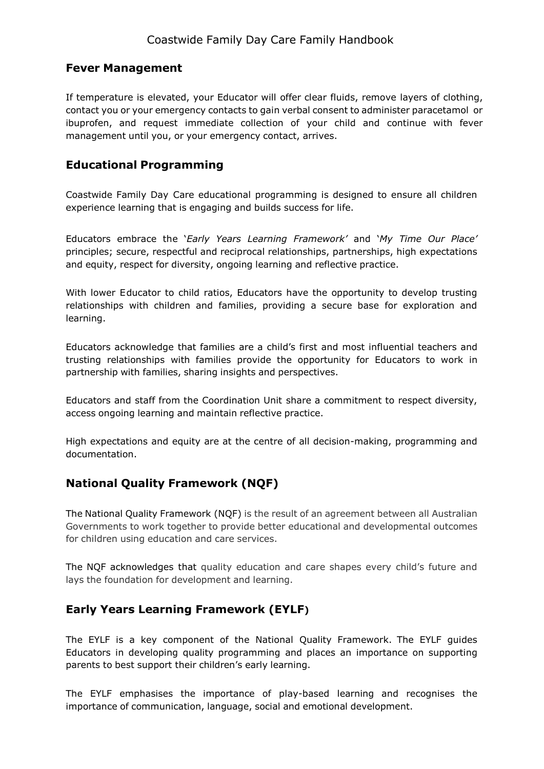## Fever Management

If temperature is elevated, your Educator will offer clear fluids, remove layers of clothing, contact you or your emergency contacts to gain verbal consent to administer paracetamol or ibuprofen, and request immediate collection of your child and continue with fever management until you, or your emergency contact, arrives.

## Educational Programming

Coastwide Family Day Care educational programming is designed to ensure all children experience learning that is engaging and builds success for life.

Educators embrace the '*Early Years Learning Framework'* and '*My Time Our Place'* principles; secure, respectful and reciprocal relationships, partnerships, high expectations and equity, respect for diversity, ongoing learning and reflective practice.

With lower Educator to child ratios, Educators have the opportunity to develop trusting relationships with children and families, providing a secure base for exploration and learning.

Educators acknowledge that families are a child's first and most influential teachers and trusting relationships with families provide the opportunity for Educators to work in partnership with families, sharing insights and perspectives.

Educators and staff from the Coordination Unit share a commitment to respect diversity, access ongoing learning and maintain reflective practice.

High expectations and equity are at the centre of all decision-making, programming and documentation.

## National Quality Framework (NQF)

The National Quality Framework (NQF) is the result of an agreement between all Australian Governments to work together to provide better educational and developmental outcomes for children using education and care services.

The NQF acknowledges that quality education and care shapes every child's future and lays the foundation for development and learning.

## Early Years Learning Framework (EYLF)

The EYLF is a key component of the National Quality Framework. The EYLF guides Educators in developing quality programming and places an importance on supporting parents to best support their children's early learning.

The EYLF emphasises the importance of play-based learning and recognises the importance of communication, language, social and emotional development.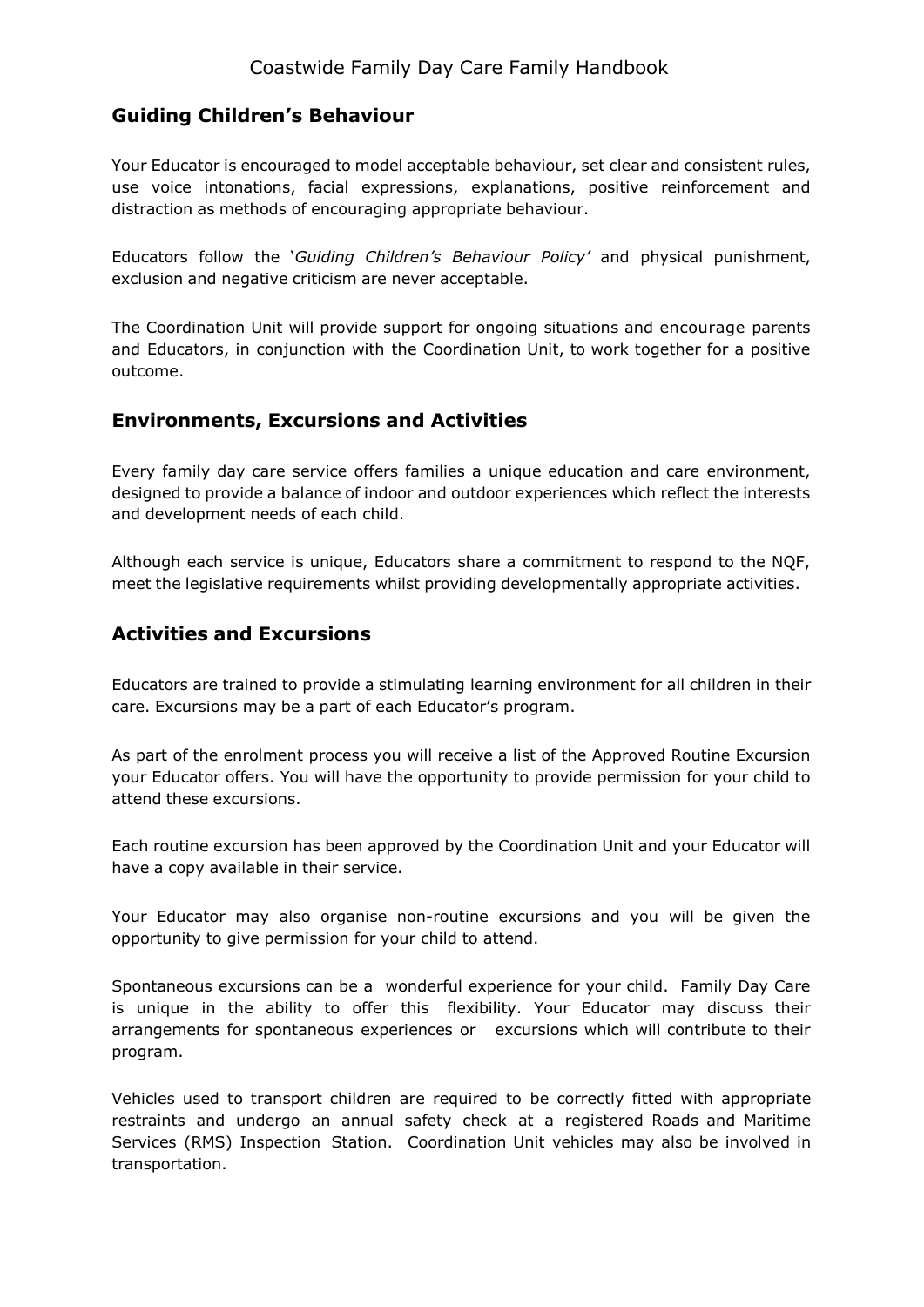## Guiding Children's Behaviour

Your Educator is encouraged to model acceptable behaviour, set clear and consistent rules, use voice intonations, facial expressions, explanations, positive reinforcement and distraction as methods of encouraging appropriate behaviour.

Educators follow the '*Guiding Children's Behaviour Policy'* and physical punishment, exclusion and negative criticism are never acceptable.

The Coordination Unit will provide support for ongoing situations and encourage parents and Educators, in conjunction with the Coordination Unit, to work together for a positive outcome.

## Environments, Excursions and Activities

Every family day care service offers families a unique education and care environment, designed to provide a balance of indoor and outdoor experiences which reflect the interests and development needs of each child.

Although each service is unique, Educators share a commitment to respond to the NQF, meet the legislative requirements whilst providing developmentally appropriate activities.

## Activities and Excursions

Educators are trained to provide a stimulating learning environment for all children in their care. Excursions may be a part of each Educator's program.

As part of the enrolment process you will receive a list of the Approved Routine Excursion your Educator offers. You will have the opportunity to provide permission for your child to attend these excursions.

Each routine excursion has been approved by the Coordination Unit and your Educator will have a copy available in their service.

Your Educator may also organise non-routine excursions and you will be given the opportunity to give permission for your child to attend.

Spontaneous excursions can be a wonderful experience for your child. Family Day Care is unique in the ability to offer this flexibility. Your Educator may discuss their arrangements for spontaneous experiences or excursions which will contribute to their program.

Vehicles used to transport children are required to be correctly fitted with appropriate restraints and undergo an annual safety check at a registered Roads and Maritime Services (RMS) Inspection Station. Coordination Unit vehicles may also be involved in transportation.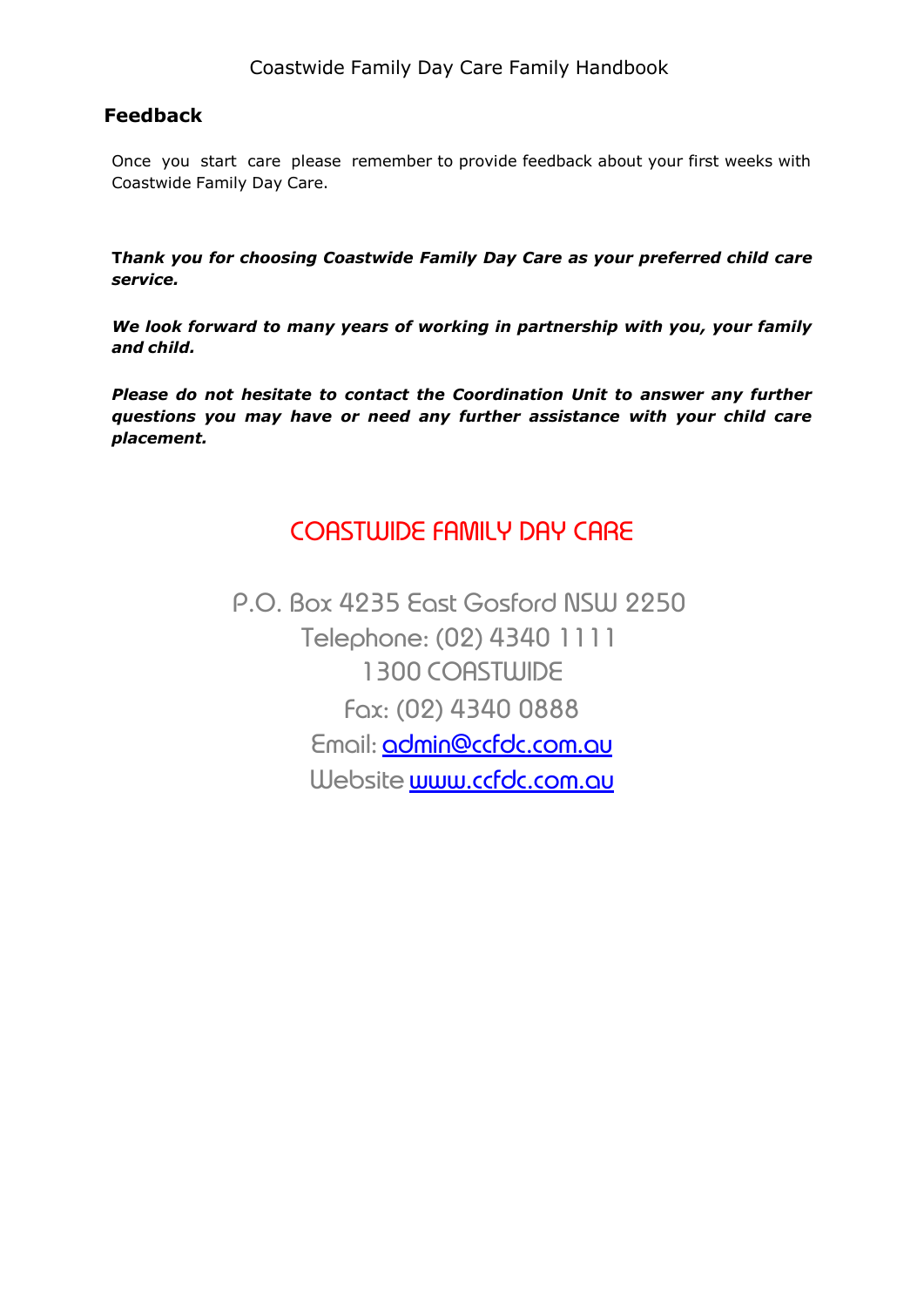## Feedback

Once you start care please remember to provide feedback about your first weeks with Coastwide Family Day Care.

***Thank you for choosing Coastwide Family Day Care as your preferred child care service.***

***We look forward to many years of working in partnership with you, your family and child.***

***Please do not hesitate to contact the Coordination Unit to answer any further questions you may have or need any further assistance with your child care placement.***

COASTWIDE FAMILY DAY CARE

P.O. Box 4235 East Gosford NSW 2250

Telephone: (02) 4340 1111

1300 COASTWIDE

Fax: (02) 4340 0888

Email: admin@ccfdc.com.au

Website www.ccfdc.com.au